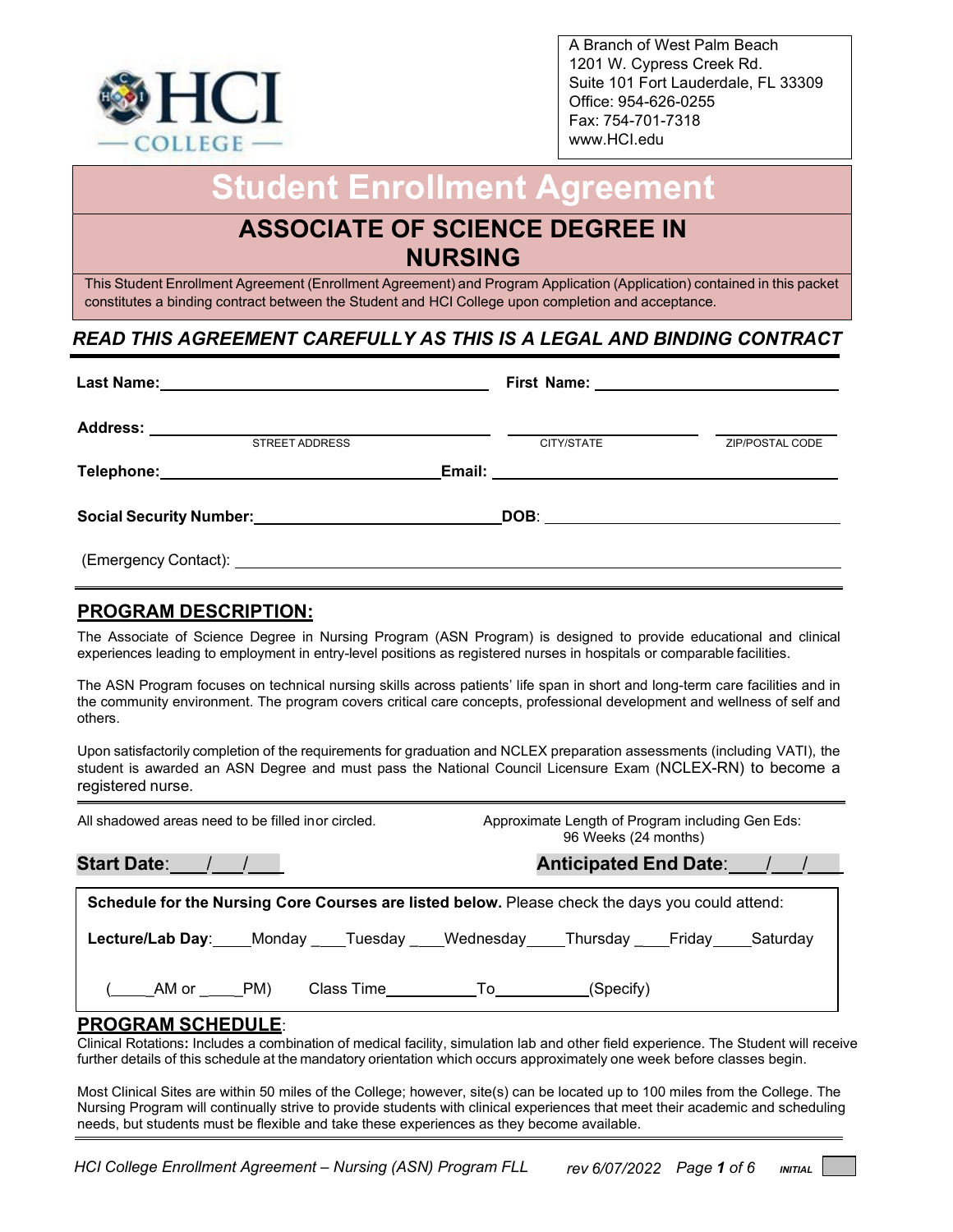A Branch of West Palm Beach
1201 W. Cypress Creek Rd.
Suite 101 Fort Lauderdale, FL 33309
Office: 954-626-0255
Fax: 754-701-7318
www.HCI.edu

# Student Enrollment Agreement

## ASSOCIATE OF SCIENCE DEGREE IN NURSING

This Student Enrollment Agreement (Enrollment Agreement) and Program Application (Application) contained in this packet constitutes a binding contract between the Student and HCI College upon completion and acceptance.

***READ THIS AGREEMENT CAREFULLY AS THIS IS A LEGAL AND BINDING CONTRACT***

**Last Name:** ______________________ **First Name:** ______________________

**Address:** ______________________ ______________________ ______________________
STREET ADDRESS CITY/STATE ZIP/POSTAL CODE

**Telephone:** ______________________ **Email:** ______________________

**Social Security Number:** ______________________ **DOB**: ______________________

(Emergency Contact): ______________________

## PROGRAM DESCRIPTION:

The Associate of Science Degree in Nursing Program (ASN Program) is designed to provide educational and clinical experiences leading to employment in entry-level positions as registered nurses in hospitals or comparable facilities.

The ASN Program focuses on technical nursing skills across patients' life span in short and long-term care facilities and in the community environment. The program covers critical care concepts, professional development and wellness of self and others.

Upon satisfactorily completion of the requirements for graduation and NCLEX preparation assessments (including VATI), the student is awarded an ASN Degree and must pass the National Council Licensure Exam (NCLEX-RN) to become a registered nurse.

All shadowed areas need to be filled inor circled.

Approximate Length of Program including Gen Eds: 96 Weeks (24 months)

**Start Date**:___/___/___ **Anticipated End Date**:___/___/___

**Schedule for the Nursing Core Courses are listed below.** Please check the days you could attend:

**Lecture/Lab Day**:____Monday ____Tuesday ____Wednesday____Thursday ____Friday____Saturday

(____AM or ____PM) Class Time__________To__________(Specify)

## PROGRAM SCHEDULE:

Clinical Rotations**:** Includes a combination of medical facility, simulation lab and other field experience. The Student will receive further details of this schedule at the mandatory orientation which occurs approximately one week before classes begin.

Most Clinical Sites are within 50 miles of the College; however, site(s) can be located up to 100 miles from the College. The Nursing Program will continually strive to provide students with clinical experiences that meet their academic and scheduling needs, but students must be flexible and take these experiences as they become available.

INITIAL ____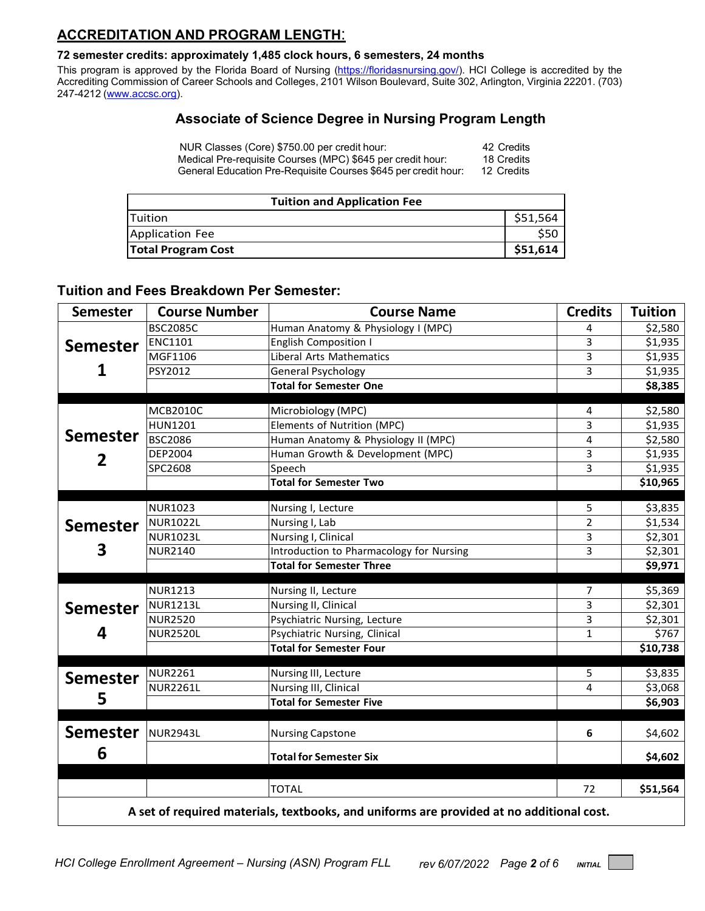## ACCREDITATION AND PROGRAM LENGTH:

**72 semester credits: approximately 1,485 clock hours, 6 semesters, 24 months**

This program is approved by the Florida Board of Nursing (https://floridasnursing.gov/). HCI College is accredited by the Accrediting Commission of Career Schools and Colleges, 2101 Wilson Boulevard, Suite 302, Arlington, Virginia 22201. (703) 247-4212 (www.accsc.org).

### Associate of Science Degree in Nursing Program Length

| | |
|---|---|
| NUR Classes (Core) $750.00 per credit hour: | 42 Credits |
| Medical Pre-requisite Courses (MPC) $645 per credit hour: | 18 Credits |
| General Education Pre-Requisite Courses $645 per credit hour: | 12 Credits |

| Tuition and Application Fee | |
|---|---|
| Tuition | $51,564 |
| Application Fee | $50 |
| **Total Program Cost** | **$51,614** |

### Tuition and Fees Breakdown Per Semester:

| Semester | Course Number | Course Name | Credits | Tuition |
|---|---|---|---|---|
| Semester 1 | BSC2085C | Human Anatomy & Physiology I (MPC) | 4 | $2,580 |
| | ENC1101 | English Composition I | 3 | $1,935 |
| | MGF1106 | Liberal Arts Mathematics | 3 | $1,935 |
| | PSY2012 | General Psychology | 3 | $1,935 |
| | | **Total for Semester One** | | **$8,385** |
| Semester 2 | MCB2010C | Microbiology (MPC) | 4 | $2,580 |
| | HUN1201 | Elements of Nutrition (MPC) | 3 | $1,935 |
| | BSC2086 | Human Anatomy & Physiology II (MPC) | 4 | $2,580 |
| | DEP2004 | Human Growth & Development (MPC) | 3 | $1,935 |
| | SPC2608 | Speech | 3 | $1,935 |
| | | **Total for Semester Two** | | **$10,965** |
| Semester 3 | NUR1023 | Nursing I, Lecture | 5 | $3,835 |
| | NUR1022L | Nursing I, Lab | 2 | $1,534 |
| | NUR1023L | Nursing I, Clinical | 3 | $2,301 |
| | NUR2140 | Introduction to Pharmacology for Nursing | 3 | $2,301 |
| | | **Total for Semester Three** | | **$9,971** |
| Semester 4 | NUR1213 | Nursing II, Lecture | 7 | $5,369 |
| | NUR1213L | Nursing II, Clinical | 3 | $2,301 |
| | NUR2520 | Psychiatric Nursing, Lecture | 3 | $2,301 |
| | NUR2520L | Psychiatric Nursing, Clinical | 1 | $767 |
| | | **Total for Semester Four** | | **$10,738** |
| Semester 5 | NUR2261 | Nursing III, Lecture | 5 | $3,835 |
| | NUR2261L | Nursing III, Clinical | 4 | $3,068 |
| | | **Total for Semester Five** | | **$6,903** |
| Semester 6 | NUR2943L | Nursing Capstone | **6** | $4,602 |
| | | **Total for Semester Six** | | **$4,602** |
| | | TOTAL | 72 | **$51,564** |

**A set of required materials, textbooks, and uniforms are provided at no additional cost.**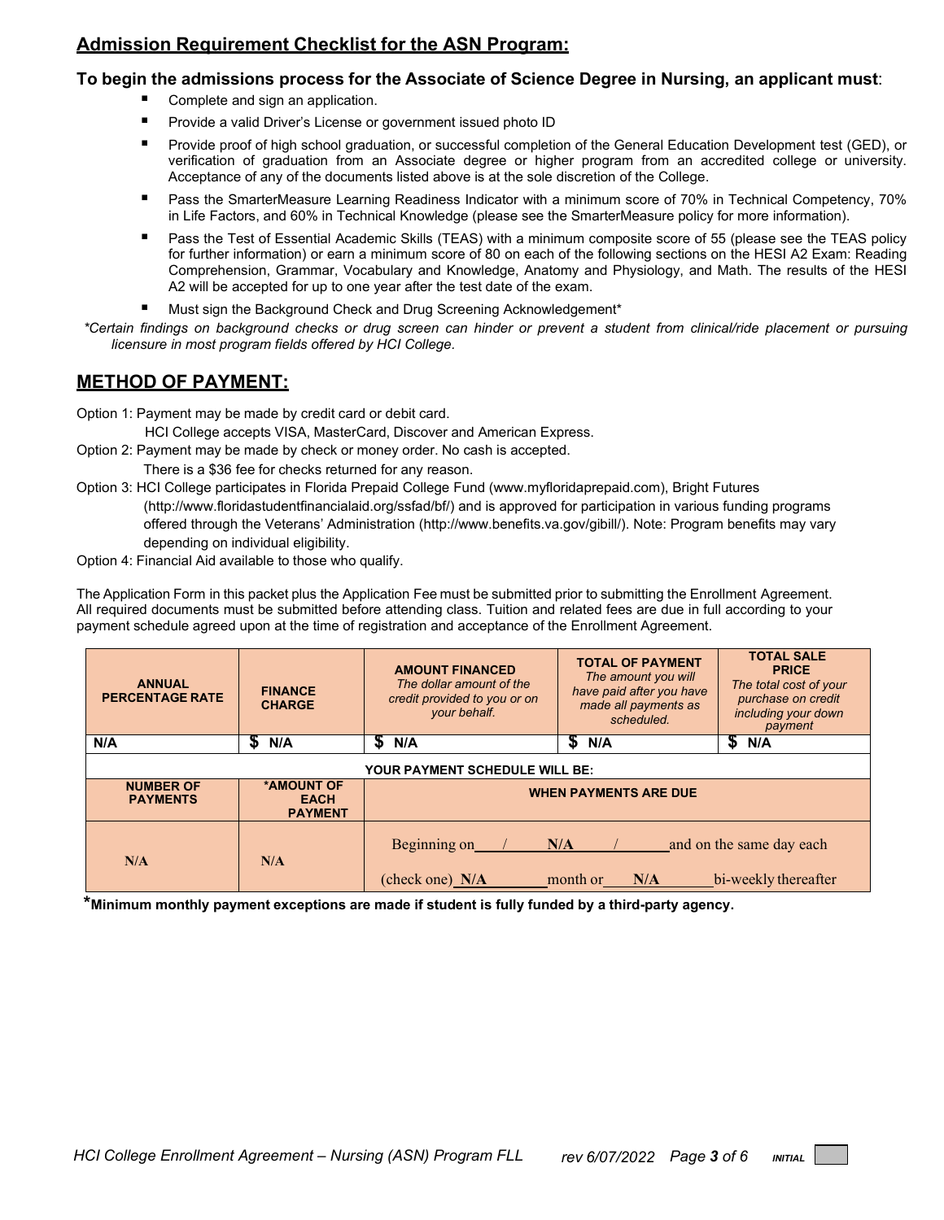## Admission Requirement Checklist for the ASN Program:

**To begin the admissions process for the Associate of Science Degree in Nursing, an applicant must**:

- Complete and sign an application.
- Provide a valid Driver's License or government issued photo ID
- Provide proof of high school graduation, or successful completion of the General Education Development test (GED), or verification of graduation from an Associate degree or higher program from an accredited college or university. Acceptance of any of the documents listed above is at the sole discretion of the College.
- Pass the SmarterMeasure Learning Readiness Indicator with a minimum score of 70% in Technical Competency, 70% in Life Factors, and 60% in Technical Knowledge (please see the SmarterMeasure policy for more information).
- Pass the Test of Essential Academic Skills (TEAS) with a minimum composite score of 55 (please see the TEAS policy for further information) or earn a minimum score of 80 on each of the following sections on the HESI A2 Exam: Reading Comprehension, Grammar, Vocabulary and Knowledge, Anatomy and Physiology, and Math. The results of the HESI A2 will be accepted for up to one year after the test date of the exam.
- Must sign the Background Check and Drug Screening Acknowledgement*

*\*Certain findings on background checks or drug screen can hinder or prevent a student from clinical/ride placement or pursuing licensure in most program fields offered by HCI College.*

## METHOD OF PAYMENT:

Option 1: Payment may be made by credit card or debit card.
HCI College accepts VISA, MasterCard, Discover and American Express.

Option 2: Payment may be made by check or money order. No cash is accepted.
There is a $36 fee for checks returned for any reason.

Option 3: HCI College participates in Florida Prepaid College Fund (www.myfloridaprepaid.com), Bright Futures (http://www.floridastudentfinancialaid.org/ssfad/bf/) and is approved for participation in various funding programs offered through the Veterans' Administration (http://www.benefits.va.gov/gibill/). Note: Program benefits may vary depending on individual eligibility.

Option 4: Financial Aid available to those who qualify.

The Application Form in this packet plus the Application Fee must be submitted prior to submitting the Enrollment Agreement. All required documents must be submitted before attending class. Tuition and related fees are due in full according to your payment schedule agreed upon at the time of registration and acceptance of the Enrollment Agreement.

| **ANNUAL PERCENTAGE RATE** | **FINANCE CHARGE** | **AMOUNT FINANCED** *The dollar amount of the credit provided to you or on your behalf.* | **TOTAL OF PAYMENT** *The amount you will have paid after you have made all payments as scheduled.* | **TOTAL SALE PRICE** *The total cost of your purchase on credit including your down payment* |
|---|---|---|---|---|
| N/A | $ N/A | $ N/A | $ N/A | $ N/A |
| **YOUR PAYMENT SCHEDULE WILL BE:** | | | | |
| **NUMBER OF PAYMENTS** | **\*AMOUNT OF EACH PAYMENT** | **WHEN PAYMENTS ARE DUE** | | |
| N/A | N/A | Beginning on ___/___N/A___/___ and on the same day each (check one) N/A month or N/A bi-weekly thereafter | | |

**\*Minimum monthly payment exceptions are made if student is fully funded by a third-party agency.**

*INITIAL* ____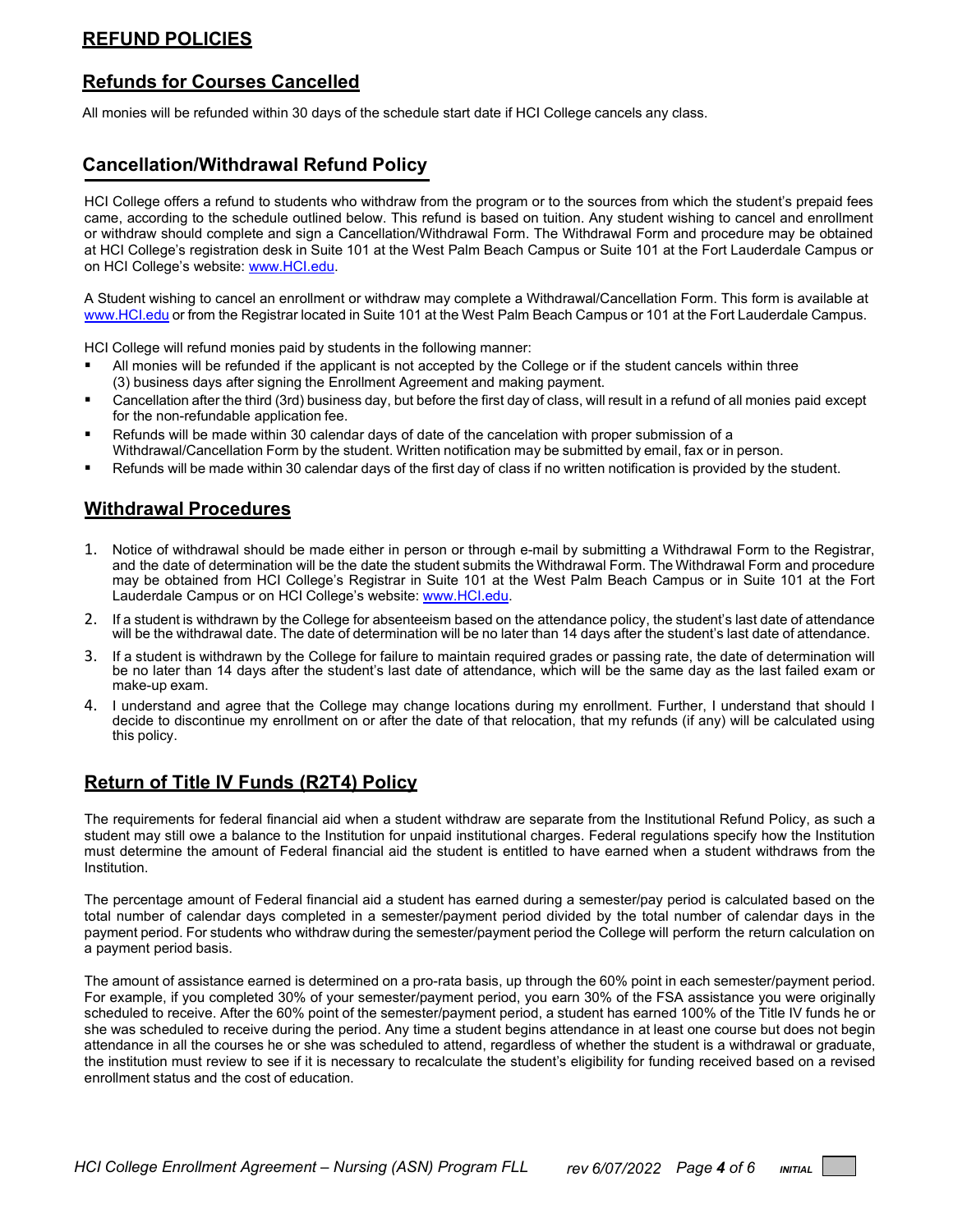## REFUND POLICIES

### Refunds for Courses Cancelled

All monies will be refunded within 30 days of the schedule start date if HCI College cancels any class.

### Cancellation/Withdrawal Refund Policy

HCI College offers a refund to students who withdraw from the program or to the sources from which the student's prepaid fees came, according to the schedule outlined below. This refund is based on tuition. Any student wishing to cancel and enrollment or withdraw should complete and sign a Cancellation/Withdrawal Form. The Withdrawal Form and procedure may be obtained at HCI College's registration desk in Suite 101 at the West Palm Beach Campus or Suite 101 at the Fort Lauderdale Campus or on HCI College's website: www.HCI.edu.

A Student wishing to cancel an enrollment or withdraw may complete a Withdrawal/Cancellation Form. This form is available at www.HCI.edu or from the Registrar located in Suite 101 at the West Palm Beach Campus or 101 at the Fort Lauderdale Campus.

HCI College will refund monies paid by students in the following manner:

- All monies will be refunded if the applicant is not accepted by the College or if the student cancels within three (3) business days after signing the Enrollment Agreement and making payment.
- Cancellation after the third (3rd) business day, but before the first day of class, will result in a refund of all monies paid except for the non-refundable application fee.
- Refunds will be made within 30 calendar days of date of the cancelation with proper submission of a Withdrawal/Cancellation Form by the student. Written notification may be submitted by email, fax or in person.
- Refunds will be made within 30 calendar days of the first day of class if no written notification is provided by the student.

### Withdrawal Procedures

1. Notice of withdrawal should be made either in person or through e-mail by submitting a Withdrawal Form to the Registrar, and the date of determination will be the date the student submits the Withdrawal Form. The Withdrawal Form and procedure may be obtained from HCI College's Registrar in Suite 101 at the West Palm Beach Campus or in Suite 101 at the Fort Lauderdale Campus or on HCI College's website: www.HCI.edu.
2. If a student is withdrawn by the College for absenteeism based on the attendance policy, the student's last date of attendance will be the withdrawal date. The date of determination will be no later than 14 days after the student's last date of attendance.
3. If a student is withdrawn by the College for failure to maintain required grades or passing rate, the date of determination will be no later than 14 days after the student's last date of attendance, which will be the same day as the last failed exam or make-up exam.
4. I understand and agree that the College may change locations during my enrollment. Further, I understand that should I decide to discontinue my enrollment on or after the date of that relocation, that my refunds (if any) will be calculated using this policy.

### Return of Title IV Funds (R2T4) Policy

The requirements for federal financial aid when a student withdraw are separate from the Institutional Refund Policy, as such a student may still owe a balance to the Institution for unpaid institutional charges. Federal regulations specify how the Institution must determine the amount of Federal financial aid the student is entitled to have earned when a student withdraws from the Institution.

The percentage amount of Federal financial aid a student has earned during a semester/pay period is calculated based on the total number of calendar days completed in a semester/payment period divided by the total number of calendar days in the payment period. For students who withdraw during the semester/payment period the College will perform the return calculation on a payment period basis.

The amount of assistance earned is determined on a pro-rata basis, up through the 60% point in each semester/payment period. For example, if you completed 30% of your semester/payment period, you earn 30% of the FSA assistance you were originally scheduled to receive. After the 60% point of the semester/payment period, a student has earned 100% of the Title IV funds he or she was scheduled to receive during the period. Any time a student begins attendance in at least one course but does not begin attendance in all the courses he or she was scheduled to attend, regardless of whether the student is a withdrawal or graduate, the institution must review to see if it is necessary to recalculate the student's eligibility for funding received based on a revised enrollment status and the cost of education.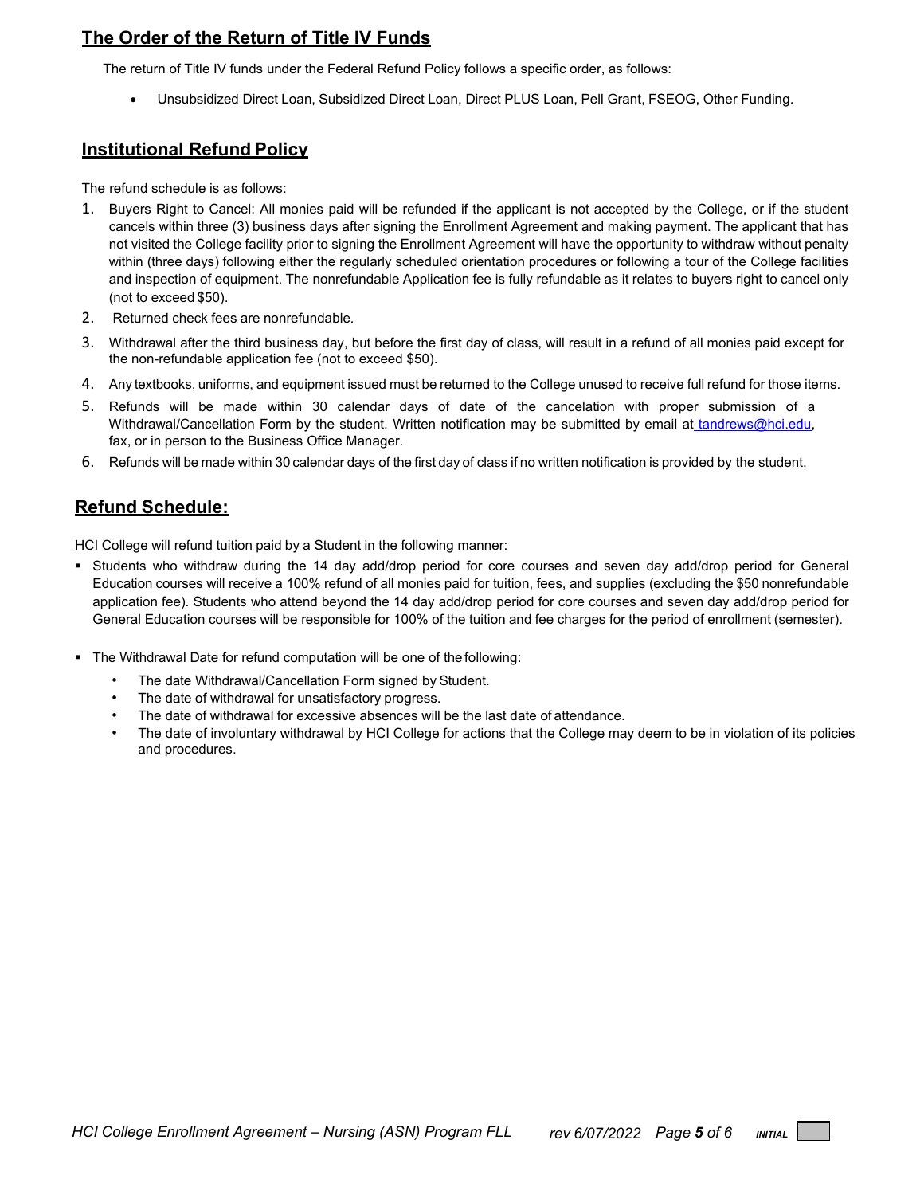## The Order of the Return of Title IV Funds

The return of Title IV funds under the Federal Refund Policy follows a specific order, as follows:

- Unsubsidized Direct Loan, Subsidized Direct Loan, Direct PLUS Loan, Pell Grant, FSEOG, Other Funding.

## Institutional Refund Policy

The refund schedule is as follows:

1. Buyers Right to Cancel: All monies paid will be refunded if the applicant is not accepted by the College, or if the student cancels within three (3) business days after signing the Enrollment Agreement and making payment. The applicant that has not visited the College facility prior to signing the Enrollment Agreement will have the opportunity to withdraw without penalty within (three days) following either the regularly scheduled orientation procedures or following a tour of the College facilities and inspection of equipment. The nonrefundable Application fee is fully refundable as it relates to buyers right to cancel only (not to exceed $50).
2. Returned check fees are nonrefundable.
3. Withdrawal after the third business day, but before the first day of class, will result in a refund of all monies paid except for the non-refundable application fee (not to exceed $50).
4. Any textbooks, uniforms, and equipment issued must be returned to the College unused to receive full refund for those items.
5. Refunds will be made within 30 calendar days of date of the cancelation with proper submission of a Withdrawal/Cancellation Form by the student. Written notification may be submitted by email at tandrews@hci.edu, fax, or in person to the Business Office Manager.
6. Refunds will be made within 30 calendar days of the first day of class if no written notification is provided by the student.

## Refund Schedule:

HCI College will refund tuition paid by a Student in the following manner:

- Students who withdraw during the 14 day add/drop period for core courses and seven day add/drop period for General Education courses will receive a 100% refund of all monies paid for tuition, fees, and supplies (excluding the $50 nonrefundable application fee). Students who attend beyond the 14 day add/drop period for core courses and seven day add/drop period for General Education courses will be responsible for 100% of the tuition and fee charges for the period of enrollment (semester).

- The Withdrawal Date for refund computation will be one of the following:
  - The date Withdrawal/Cancellation Form signed by Student.
  - The date of withdrawal for unsatisfactory progress.
  - The date of withdrawal for excessive absences will be the last date of attendance.
  - The date of involuntary withdrawal by HCI College for actions that the College may deem to be in violation of its policies and procedures.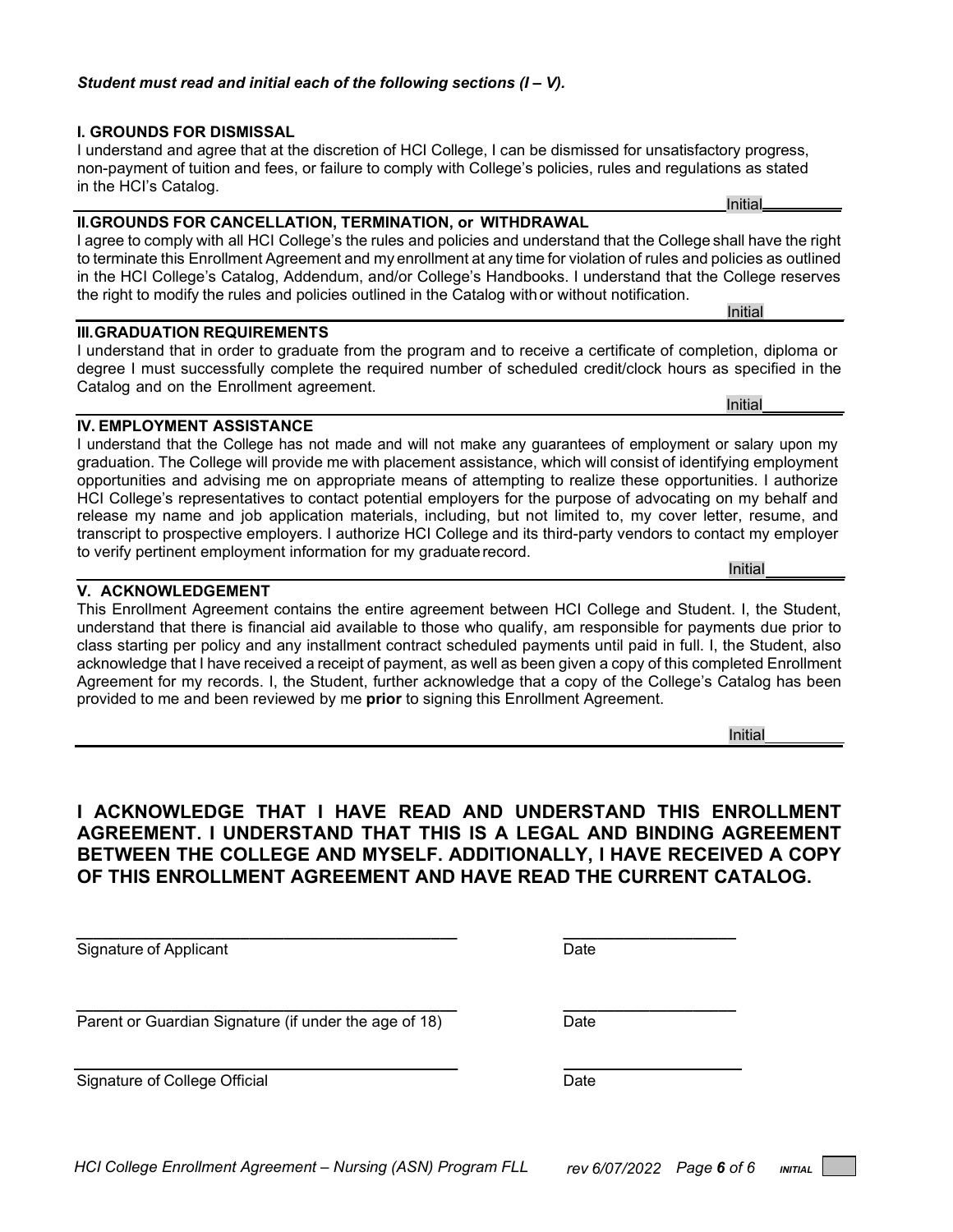***Student must read and initial each of the following sections (I – V).***

**I. GROUNDS FOR DISMISSAL**

I understand and agree that at the discretion of HCI College, I can be dismissed for unsatisfactory progress, non-payment of tuition and fees, or failure to comply with College's policies, rules and regulations as stated in the HCI's Catalog.

Initial_________

**II.GROUNDS FOR CANCELLATION, TERMINATION, or WITHDRAWAL**

I agree to comply with all HCI College's the rules and policies and understand that the College shall have the right to terminate this Enrollment Agreement and my enrollment at any time for violation of rules and policies as outlined in the HCI College's Catalog, Addendum, and/or College's Handbooks. I understand that the College reserves the right to modify the rules and policies outlined in the Catalog with or without notification.

Initial_________

**III.GRADUATION REQUIREMENTS**

I understand that in order to graduate from the program and to receive a certificate of completion, diploma or degree I must successfully complete the required number of scheduled credit/clock hours as specified in the Catalog and on the Enrollment agreement.

Initial_________

**IV. EMPLOYMENT ASSISTANCE**

I understand that the College has not made and will not make any guarantees of employment or salary upon my graduation. The College will provide me with placement assistance, which will consist of identifying employment opportunities and advising me on appropriate means of attempting to realize these opportunities. I authorize HCI College's representatives to contact potential employers for the purpose of advocating on my behalf and release my name and job application materials, including, but not limited to, my cover letter, resume, and transcript to prospective employers. I authorize HCI College and its third-party vendors to contact my employer to verify pertinent employment information for my graduate record.

Initial_________

**V. ACKNOWLEDGEMENT**

This Enrollment Agreement contains the entire agreement between HCI College and Student. I, the Student, understand that there is financial aid available to those who qualify, am responsible for payments due prior to class starting per policy and any installment contract scheduled payments until paid in full. I, the Student, also acknowledge that I have received a receipt of payment, as well as been given a copy of this completed Enrollment Agreement for my records. I, the Student, further acknowledge that a copy of the College's Catalog has been provided to me and been reviewed by me **prior** to signing this Enrollment Agreement.

Initial_________

**I ACKNOWLEDGE THAT I HAVE READ AND UNDERSTAND THIS ENROLLMENT AGREEMENT. I UNDERSTAND THAT THIS IS A LEGAL AND BINDING AGREEMENT BETWEEN THE COLLEGE AND MYSELF. ADDITIONALLY, I HAVE RECEIVED A COPY OF THIS ENROLLMENT AGREEMENT AND HAVE READ THE CURRENT CATALOG.**

_____________________________________________ ____________________

Signature of Applicant Date

_____________________________________________ ____________________

Parent or Guardian Signature (if under the age of 18) Date

_____________________________________________ ____________________

Signature of College Official Date

*HCI College Enrollment Agreement – Nursing (ASN) Program FLL rev 6/07/2022* ***INITIAL***